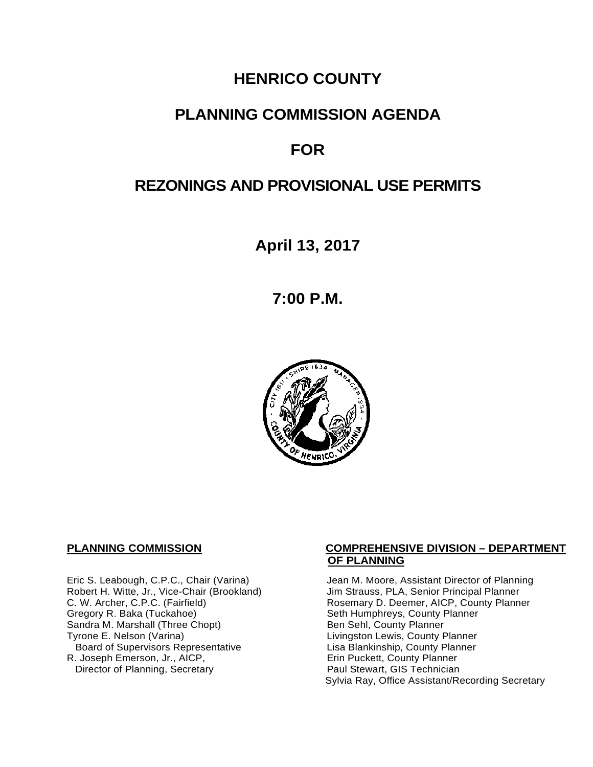# HENRICO COUNTY

# PLANNING COMMISSION AGENDA

# FOR

# REZONINGS AND PROVISIONAL USE PERMITS

## April 13, 2017

## 7:00 P.M.

**PLANNING COMMISSION**

Eric S. Leabough, C.P.C., Chair (Varina)
Robert H. Witte, Jr., Vice-Chair (Brookland)
C. W. Archer, C.P.C. (Fairfield)
Gregory R. Baka (Tuckahoe)
Sandra M. Marshall (Three Chopt)
Tyrone E. Nelson (Varina)
Board of Supervisors Representative
R. Joseph Emerson, Jr., AICP,
Director of Planning, Secretary

**COMPREHENSIVE DIVISION – DEPARTMENT OF PLANNING**

Jean M. Moore, Assistant Director of Planning
Jim Strauss, PLA, Senior Principal Planner
Rosemary D. Deemer, AICP, County Planner
Seth Humphreys, County Planner
Ben Sehl, County Planner
Livingston Lewis, County Planner
Lisa Blankinship, County Planner
Erin Puckett, County Planner
Paul Stewart, GIS Technician
Sylvia Ray, Office Assistant/Recording Secretary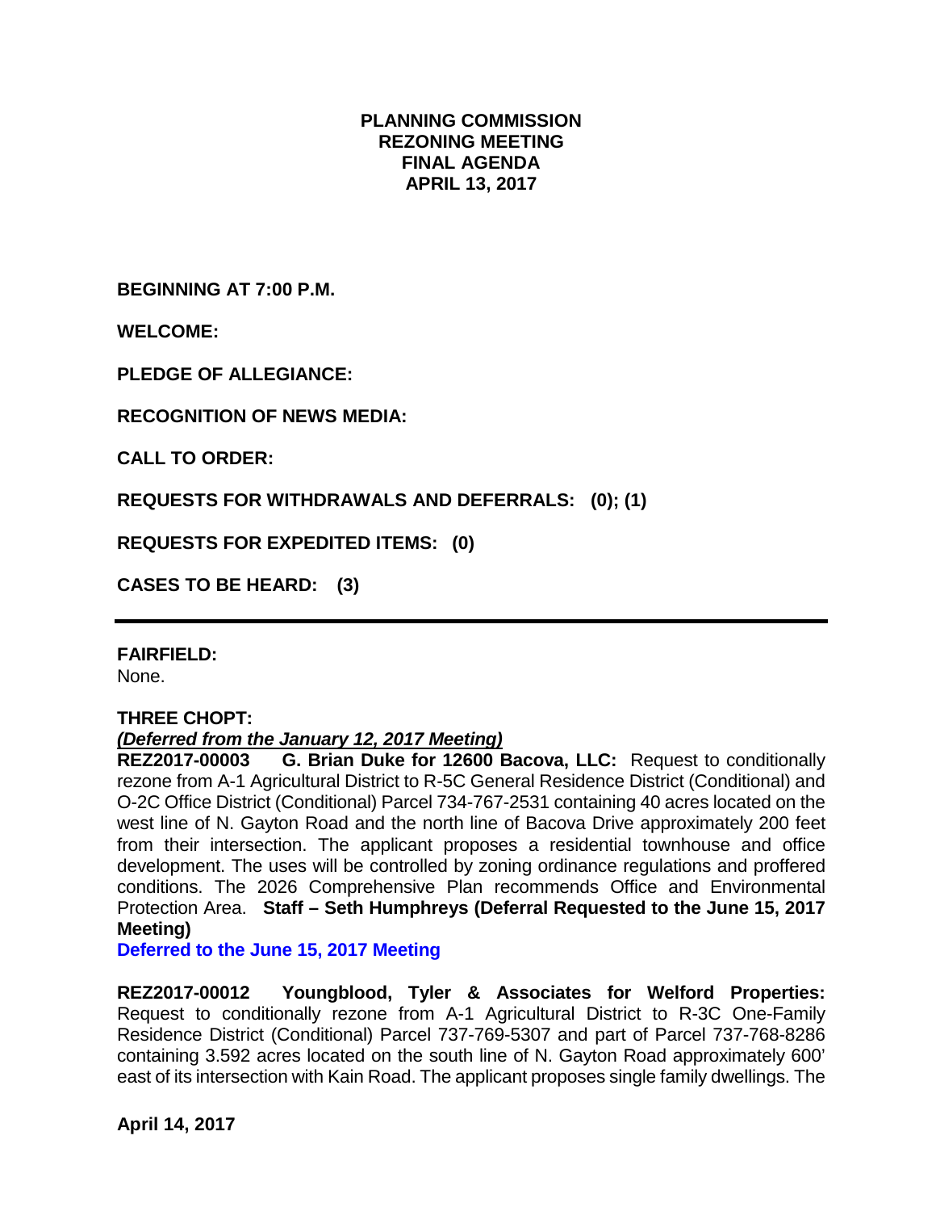# PLANNING COMMISSION
# REZONING MEETING
# FINAL AGENDA
# APRIL 13, 2017

**BEGINNING AT 7:00 P.M.**

**WELCOME:**

**PLEDGE OF ALLEGIANCE:**

**RECOGNITION OF NEWS MEDIA:**

**CALL TO ORDER:**

**REQUESTS FOR WITHDRAWALS AND DEFERRALS: (0); (1)**

**REQUESTS FOR EXPEDITED ITEMS: (0)**

**CASES TO BE HEARD: (3)**

---

**FAIRFIELD:**

None.

**THREE CHOPT:**

***(Deferred from the January 12, 2017 Meeting)***

**REZ2017-00003 G. Brian Duke for 12600 Bacova, LLC:** Request to conditionally rezone from A-1 Agricultural District to R-5C General Residence District (Conditional) and O-2C Office District (Conditional) Parcel 734-767-2531 containing 40 acres located on the west line of N. Gayton Road and the north line of Bacova Drive approximately 200 feet from their intersection. The applicant proposes a residential townhouse and office development. The uses will be controlled by zoning ordinance regulations and proffered conditions. The 2026 Comprehensive Plan recommends Office and Environmental Protection Area. **Staff – Seth Humphreys (Deferral Requested to the June 15, 2017 Meeting)**

**Deferred to the June 15, 2017 Meeting**

**REZ2017-00012 Youngblood, Tyler & Associates for Welford Properties:** Request to conditionally rezone from A-1 Agricultural District to R-3C One-Family Residence District (Conditional) Parcel 737-769-5307 and part of Parcel 737-768-8286 containing 3.592 acres located on the south line of N. Gayton Road approximately 600' east of its intersection with Kain Road. The applicant proposes single family dwellings. The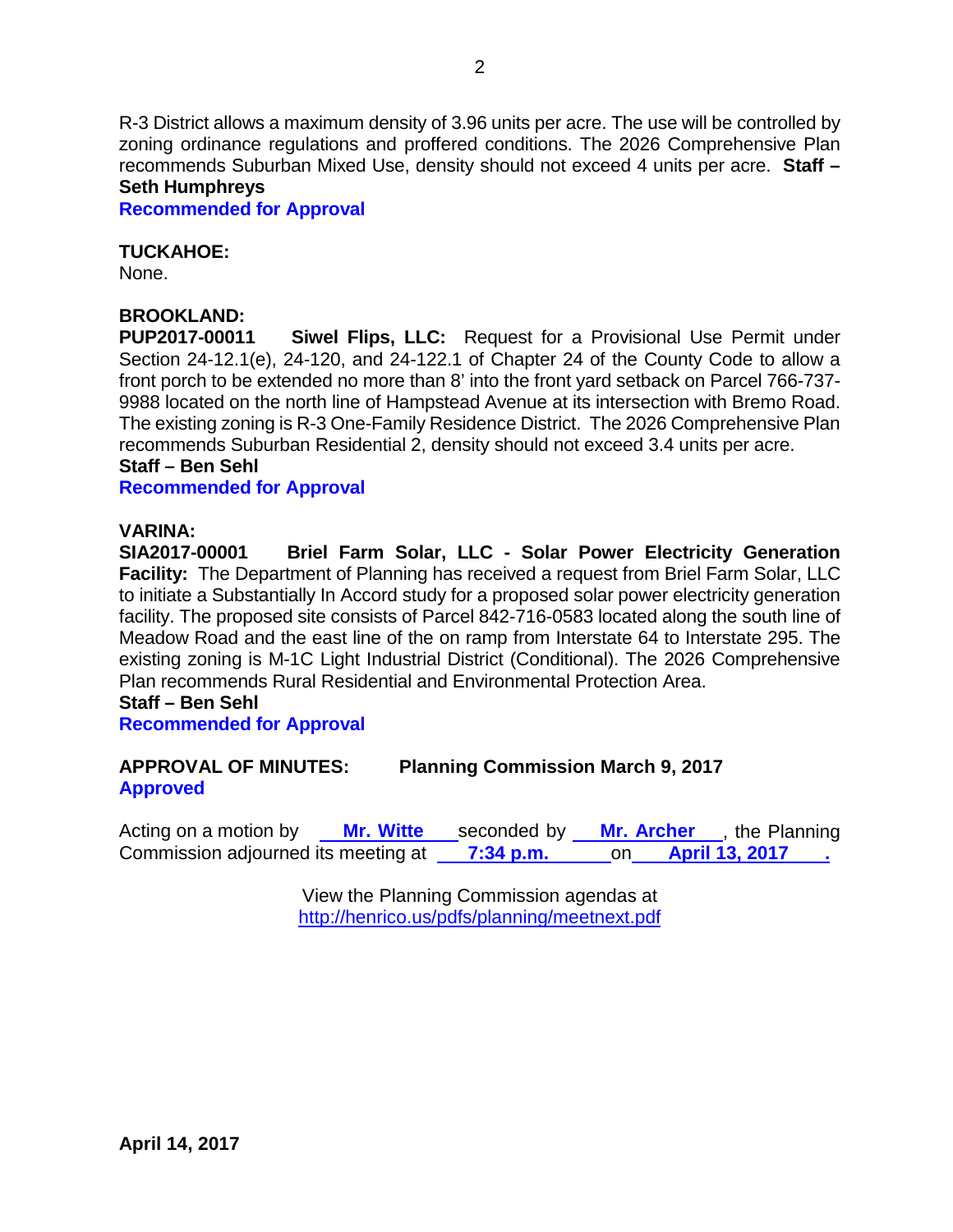R-3 District allows a maximum density of 3.96 units per acre. The use will be controlled by zoning ordinance regulations and proffered conditions. The 2026 Comprehensive Plan recommends Suburban Mixed Use, density should not exceed 4 units per acre. **Staff – Seth Humphreys**
**Recommended for Approval**

**TUCKAHOE:**
None.

**BROOKLAND:**
**PUP2017-00011 Siwel Flips, LLC:** Request for a Provisional Use Permit under Section 24-12.1(e), 24-120, and 24-122.1 of Chapter 24 of the County Code to allow a front porch to be extended no more than 8' into the front yard setback on Parcel 766-737-9988 located on the north line of Hampstead Avenue at its intersection with Bremo Road. The existing zoning is R-3 One-Family Residence District. The 2026 Comprehensive Plan recommends Suburban Residential 2, density should not exceed 3.4 units per acre.
**Staff – Ben Sehl**
**Recommended for Approval**

**VARINA:**
**SIA2017-00001 Briel Farm Solar, LLC - Solar Power Electricity Generation Facility:** The Department of Planning has received a request from Briel Farm Solar, LLC to initiate a Substantially In Accord study for a proposed solar power electricity generation facility. The proposed site consists of Parcel 842-716-0583 located along the south line of Meadow Road and the east line of the on ramp from Interstate 64 to Interstate 295. The existing zoning is M-1C Light Industrial District (Conditional). The 2026 Comprehensive Plan recommends Rural Residential and Environmental Protection Area.
**Staff – Ben Sehl**
**Recommended for Approval**

**APPROVAL OF MINUTES: Planning Commission March 9, 2017**
**Approved**

Acting on a motion by **Mr. Witte** seconded by **Mr. Archer**, the Planning Commission adjourned its meeting at **7:34 p.m.** on **April 13, 2017**.

View the Planning Commission agendas at
http://henrico.us/pdfs/planning/meetnext.pdf

**April 14, 2017**